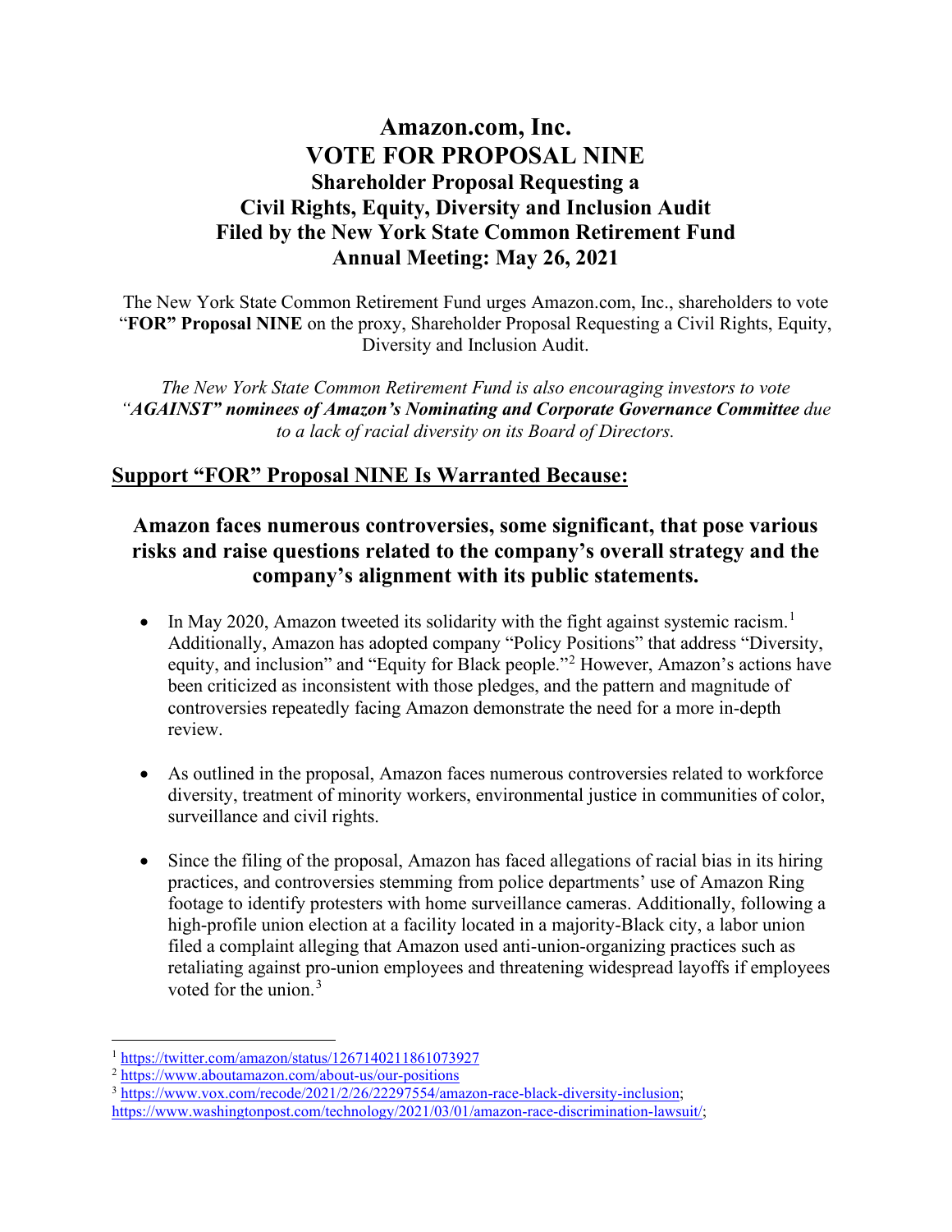# Amazon.com, Inc.
# VOTE FOR PROPOSAL NINE
## Shareholder Proposal Requesting a Civil Rights, Equity, Diversity and Inclusion Audit
## Filed by the New York State Common Retirement Fund
## Annual Meeting: May 26, 2021

The New York State Common Retirement Fund urges Amazon.com, Inc., shareholders to vote "**FOR" Proposal NINE** on the proxy, Shareholder Proposal Requesting a Civil Rights, Equity, Diversity and Inclusion Audit.

*The New York State Common Retirement Fund is also encouraging investors to vote "**AGAINST" nominees of Amazon's Nominating and Corporate Governance Committee** due to a lack of racial diversity on its Board of Directors.*

## Support "FOR" Proposal NINE Is Warranted Because:

### Amazon faces numerous controversies, some significant, that pose various risks and raise questions related to the company's overall strategy and the company's alignment with its public statements.

- In May 2020, Amazon tweeted its solidarity with the fight against systemic racism.[1] Additionally, Amazon has adopted company "Policy Positions" that address "Diversity, equity, and inclusion" and "Equity for Black people."[2] However, Amazon's actions have been criticized as inconsistent with those pledges, and the pattern and magnitude of controversies repeatedly facing Amazon demonstrate the need for a more in-depth review.

- As outlined in the proposal, Amazon faces numerous controversies related to workforce diversity, treatment of minority workers, environmental justice in communities of color, surveillance and civil rights.

- Since the filing of the proposal, Amazon has faced allegations of racial bias in its hiring practices, and controversies stemming from police departments' use of Amazon Ring footage to identify protesters with home surveillance cameras. Additionally, following a high-profile union election at a facility located in a majority-Black city, a labor union filed a complaint alleging that Amazon used anti-union-organizing practices such as retaliating against pro-union employees and threatening widespread layoffs if employees voted for the union.[3]

---

[1] https://twitter.com/amazon/status/1267140211861073927

[2] https://www.aboutamazon.com/about-us/our-positions

[3] https://www.vox.com/recode/2021/2/26/22297554/amazon-race-black-diversity-inclusion; https://www.washingtonpost.com/technology/2021/03/01/amazon-race-discrimination-lawsuit/;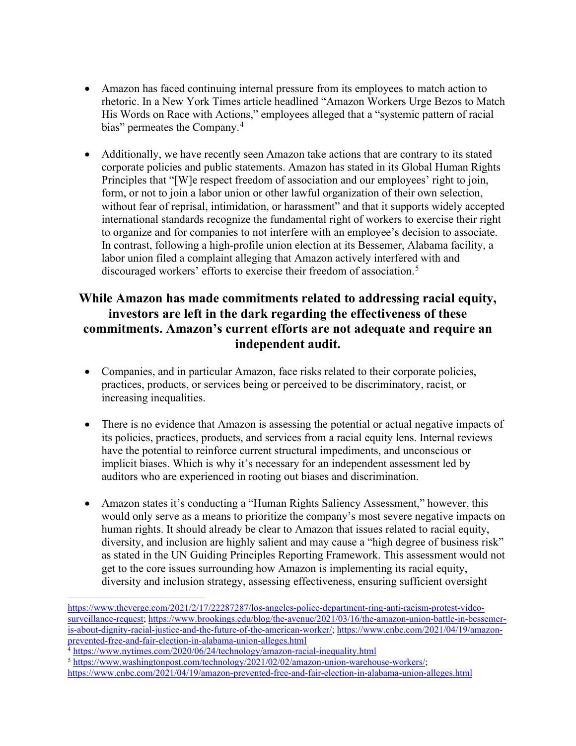- Amazon has faced continuing internal pressure from its employees to match action to rhetoric. In a New York Times article headlined "Amazon Workers Urge Bezos to Match His Words on Race with Actions," employees alleged that a "systemic pattern of racial bias" permeates the Company.[4]

- Additionally, we have recently seen Amazon take actions that are contrary to its stated corporate policies and public statements. Amazon has stated in its Global Human Rights Principles that "[W]e respect freedom of association and our employees' right to join, form, or not to join a labor union or other lawful organization of their own selection, without fear of reprisal, intimidation, or harassment" and that it supports widely accepted international standards recognize the fundamental right of workers to exercise their right to organize and for companies to not interfere with an employee's decision to associate. In contrast, following a high-profile union election at its Bessemer, Alabama facility, a labor union filed a complaint alleging that Amazon actively interfered with and discouraged workers' efforts to exercise their freedom of association.[5]

## While Amazon has made commitments related to addressing racial equity, investors are left in the dark regarding the effectiveness of these commitments. Amazon's current efforts are not adequate and require an independent audit.

- Companies, and in particular Amazon, face risks related to their corporate policies, practices, products, or services being or perceived to be discriminatory, racist, or increasing inequalities.

- There is no evidence that Amazon is assessing the potential or actual negative impacts of its policies, practices, products, and services from a racial equity lens. Internal reviews have the potential to reinforce current structural impediments, and unconscious or implicit biases. Which is why it's necessary for an independent assessment led by auditors who are experienced in rooting out biases and discrimination.

- Amazon states it's conducting a "Human Rights Saliency Assessment," however, this would only serve as a means to prioritize the company's most severe negative impacts on human rights. It should already be clear to Amazon that issues related to racial equity, diversity, and inclusion are highly salient and may cause a "high degree of business risk" as stated in the UN Guiding Principles Reporting Framework. This assessment would not get to the core issues surrounding how Amazon is implementing its racial equity, diversity and inclusion strategy, assessing effectiveness, ensuring sufficient oversight

---

https://www.theverge.com/2021/2/17/22287287/los-angeles-police-department-ring-anti-racism-protest-video-surveillance-request; https://www.brookings.edu/blog/the-avenue/2021/03/16/the-amazon-union-battle-in-bessemer-is-about-dignity-racial-justice-and-the-future-of-the-american-worker/; https://www.cnbc.com/2021/04/19/amazon-prevented-free-and-fair-election-in-alabama-union-alleges.html

[4] https://www.nytimes.com/2020/06/24/technology/amazon-racial-inequality.html

[5] https://www.washingtonpost.com/technology/2021/02/02/amazon-union-warehouse-workers/; https://www.cnbc.com/2021/04/19/amazon-prevented-free-and-fair-election-in-alabama-union-alleges.html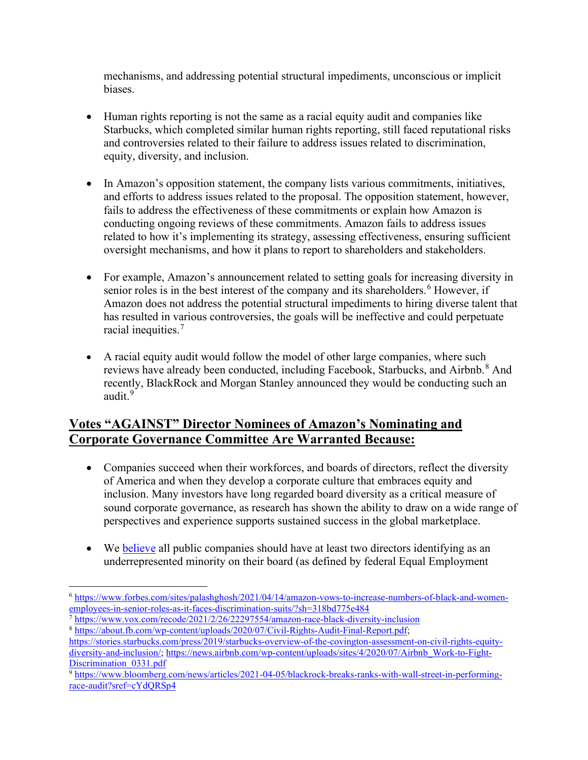mechanisms, and addressing potential structural impediments, unconscious or implicit biases.

- Human rights reporting is not the same as a racial equity audit and companies like Starbucks, which completed similar human rights reporting, still faced reputational risks and controversies related to their failure to address issues related to discrimination, equity, diversity, and inclusion.

- In Amazon's opposition statement, the company lists various commitments, initiatives, and efforts to address issues related to the proposal. The opposition statement, however, fails to address the effectiveness of these commitments or explain how Amazon is conducting ongoing reviews of these commitments. Amazon fails to address issues related to how it's implementing its strategy, assessing effectiveness, ensuring sufficient oversight mechanisms, and how it plans to report to shareholders and stakeholders.

- For example, Amazon's announcement related to setting goals for increasing diversity in senior roles is in the best interest of the company and its shareholders.[6] However, if Amazon does not address the potential structural impediments to hiring diverse talent that has resulted in various controversies, the goals will be ineffective and could perpetuate racial inequities.[7]

- A racial equity audit would follow the model of other large companies, where such reviews have already been conducted, including Facebook, Starbucks, and Airbnb.[8] And recently, BlackRock and Morgan Stanley announced they would be conducting such an audit.[9]

## Votes "AGAINST" Director Nominees of Amazon's Nominating and Corporate Governance Committee Are Warranted Because:

- Companies succeed when their workforces, and boards of directors, reflect the diversity of America and when they develop a corporate culture that embraces equity and inclusion. Many investors have long regarded board diversity as a critical measure of sound corporate governance, as research has shown the ability to draw on a wide range of perspectives and experience supports sustained success in the global marketplace.

- We believe all public companies should have at least two directors identifying as an underrepresented minority on their board (as defined by federal Equal Employment

---

[6] https://www.forbes.com/sites/palashghosh/2021/04/14/amazon-vows-to-increase-numbers-of-black-and-women-employees-in-senior-roles-as-it-faces-discrimination-suits/?sh=318bd775e484

[7] https://www.vox.com/recode/2021/2/26/22297554/amazon-race-black-diversity-inclusion

[8] https://about.fb.com/wp-content/uploads/2020/07/Civil-Rights-Audit-Final-Report.pdf; https://stories.starbucks.com/press/2019/starbucks-overview-of-the-covington-assessment-on-civil-rights-equity-diversity-and-inclusion/; https://news.airbnb.com/wp-content/uploads/sites/4/2020/07/Airbnb_Work-to-Fight-Discrimination_0331.pdf

[9] https://www.bloomberg.com/news/articles/2021-04-05/blackrock-breaks-ranks-with-wall-street-in-performing-race-audit?sref=cYdQRSp4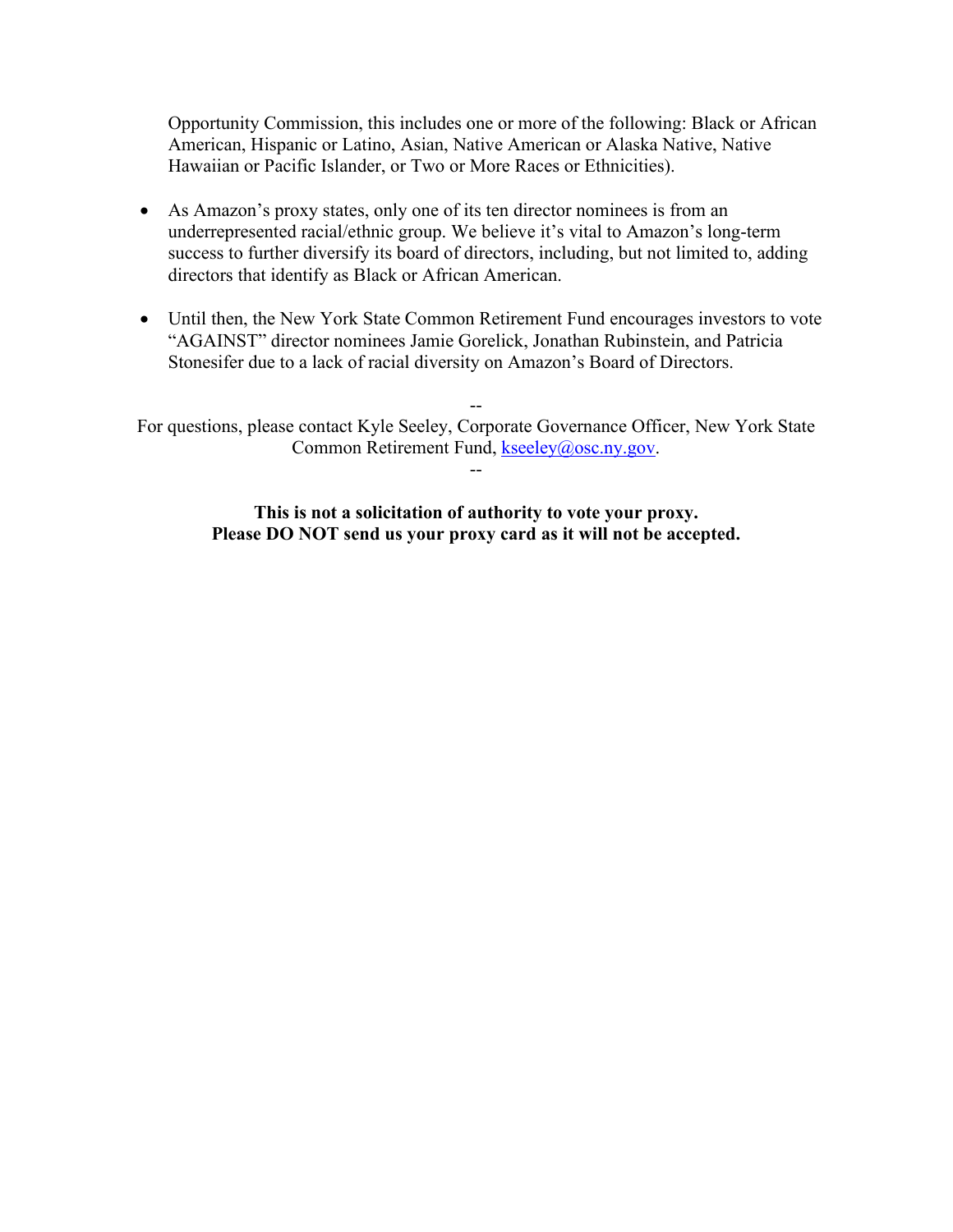Opportunity Commission, this includes one or more of the following: Black or African American, Hispanic or Latino, Asian, Native American or Alaska Native, Native Hawaiian or Pacific Islander, or Two or More Races or Ethnicities).

- As Amazon's proxy states, only one of its ten director nominees is from an underrepresented racial/ethnic group. We believe it's vital to Amazon's long-term success to further diversify its board of directors, including, but not limited to, adding directors that identify as Black or African American.
- Until then, the New York State Common Retirement Fund encourages investors to vote "AGAINST" director nominees Jamie Gorelick, Jonathan Rubinstein, and Patricia Stonesifer due to a lack of racial diversity on Amazon's Board of Directors.

--

For questions, please contact Kyle Seeley, Corporate Governance Officer, New York State Common Retirement Fund, kseeley@osc.ny.gov.

--

**This is not a solicitation of authority to vote your proxy.**
**Please DO NOT send us your proxy card as it will not be accepted.**